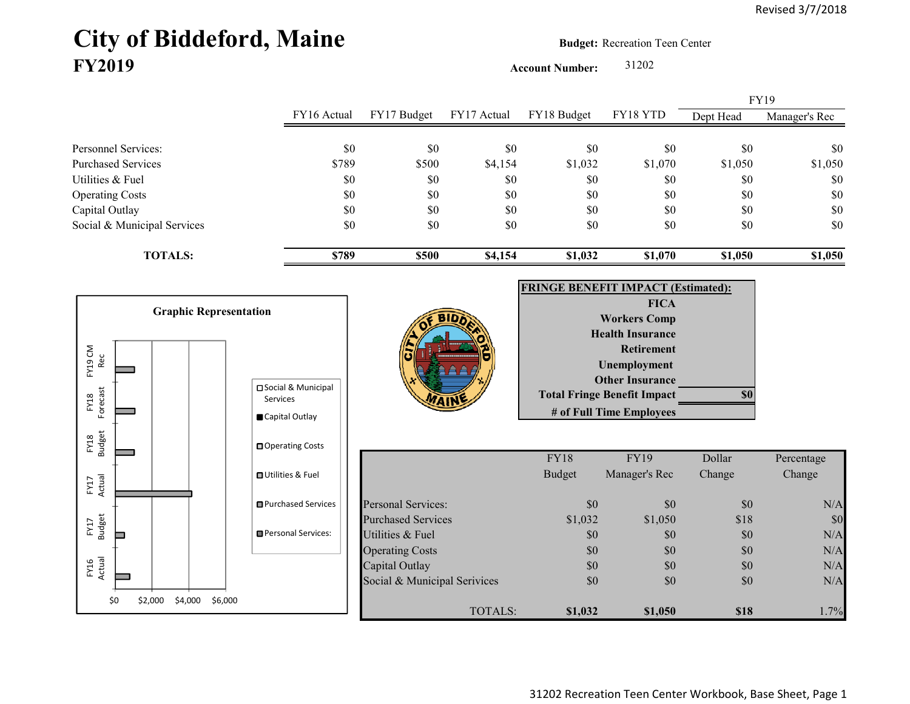Revised 3/7/2018

# City of Biddeford, Maine
## FY2019

**Budget:** Recreation Teen Center

**Account Number:** 31202

| | FY16 Actual | FY17 Budget | FY17 Actual | FY18 Budget | FY18 YTD | FY19 Dept Head | FY19 Manager's Rec |
|---|---|---|---|---|---|---|---|
| Personnel Services: | $0 | $0 | $0 | $0 | $0 | $0 | $0 |
| Purchased Services | $789 | $500 | $4,154 | $1,032 | $1,070 | $1,050 | $1,050 |
| Utilities & Fuel | $0 | $0 | $0 | $0 | $0 | $0 | $0 |
| Operating Costs | $0 | $0 | $0 | $0 | $0 | $0 | $0 |
| Capital Outlay | $0 | $0 | $0 | $0 | $0 | $0 | $0 |
| Social & Municipal Services | $0 | $0 | $0 | $0 | $0 | $0 | $0 |
| **TOTALS:** | **$789** | **$500** | **$4,154** | **$1,032** | **$1,070** | **$1,050** | **$1,050** |

**Graphic Representation**

**FRINGE BENEFIT IMPACT (Estimated):**

| | |
|---|---|
| FICA | |
| Workers Comp | |
| Health Insurance | |
| Retirement | |
| Unemployment | |
| Other Insurance | |
| **Total Fringe Benefit Impact** | **$0** |
| **# of Full Time Employees** | |

| | FY18 Budget | FY19 Manager's Rec | Dollar Change | Percentage Change |
|---|---|---|---|---|
| Personal Services: | $0 | $0 | $0 | N/A |
| Purchased Services | $1,032 | $1,050 | $18 | $0 |
| Utilities & Fuel | $0 | $0 | $0 | N/A |
| Operating Costs | $0 | $0 | $0 | N/A |
| Capital Outlay | $0 | $0 | $0 | N/A |
| Social & Municipal Services | $0 | $0 | $0 | N/A |
| TOTALS: | **$1,032** | **$1,050** | **$18** | 1.7% |

31202 Recreation Teen Center Workbook, Base Sheet, Page 1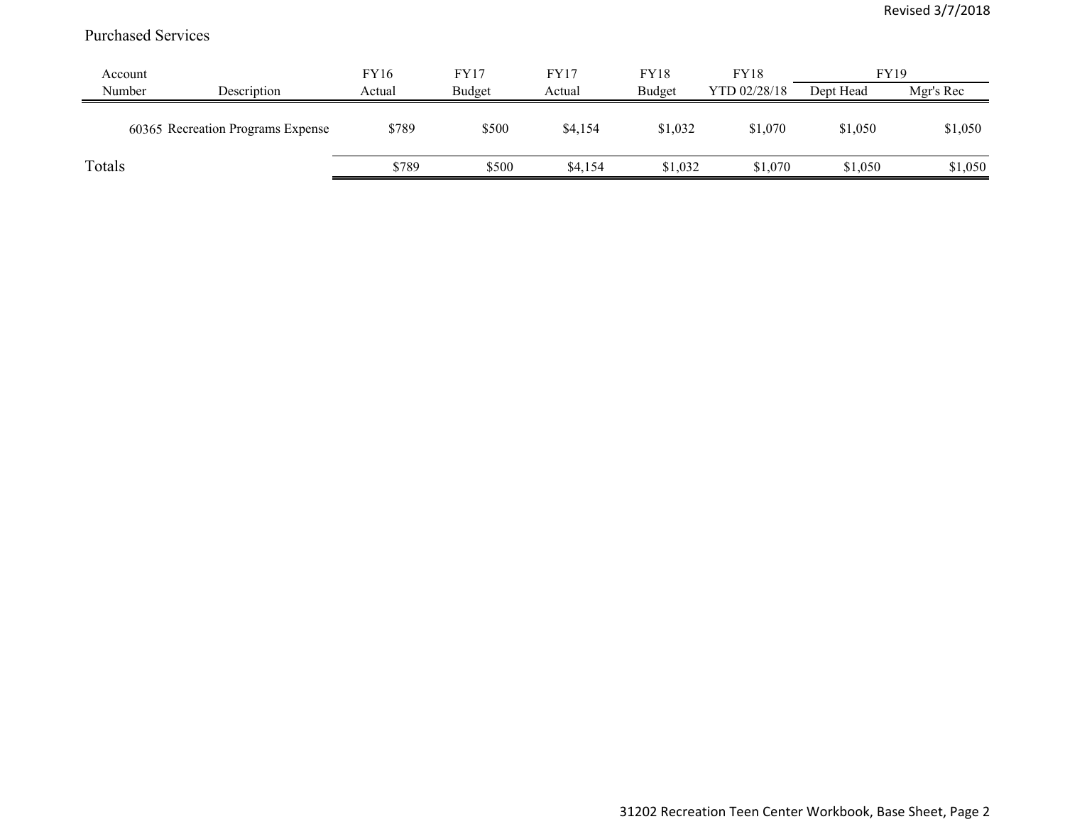## Purchased Services

| Account Number | Description | FY16 Actual | FY17 Budget | FY17 Actual | FY18 Budget | FY18 YTD 02/28/18 | FY19 Dept Head | FY19 Mgr's Rec |
|---|---|---|---|---|---|---|---|---|
| 60365 | Recreation Programs Expense | $789 | $500 | $4,154 | $1,032 | $1,070 | $1,050 | $1,050 |
| Totals | | $789 | $500 | $4,154 | $1,032 | $1,070 | $1,050 | $1,050 |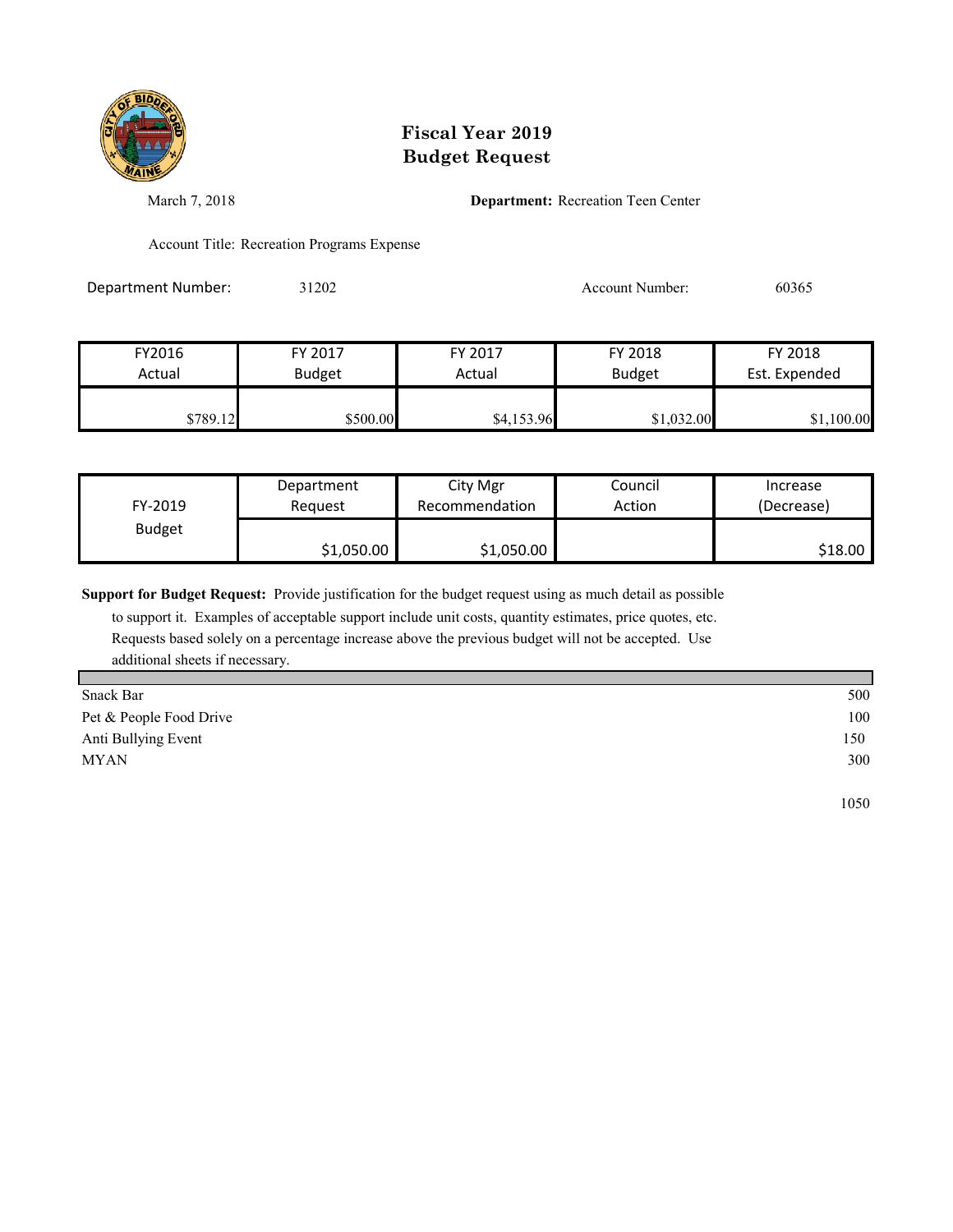# Fiscal Year 2019
# Budget Request

March 7, 2018

**Department:** Recreation Teen Center

Account Title: Recreation Programs Expense

Department Number: 31202

Account Number: 60365

| FY2016 Actual | FY 2017 Budget | FY 2017 Actual | FY 2018 Budget | FY 2018 Est. Expended |
|---|---|---|---|---|
| $789.12 | $500.00 | $4,153.96 | $1,032.00 | $1,100.00 |

| FY-2019 Budget | Department Request | City Mgr Recommendation | Council Action | Increase (Decrease) |
|---|---|---|---|---|
| | $1,050.00 | $1,050.00 | | $18.00 |

**Support for Budget Request:** Provide justification for the budget request using as much detail as possible to support it. Examples of acceptable support include unit costs, quantity estimates, price quotes, etc. Requests based solely on a percentage increase above the previous budget will not be accepted. Use additional sheets if necessary.

| | |
|---|---|
| Snack Bar | 500 |
| Pet & People Food Drive | 100 |
| Anti Bullying Event | 150 |
| MYAN | 300 |
| | |
| | 1050 |